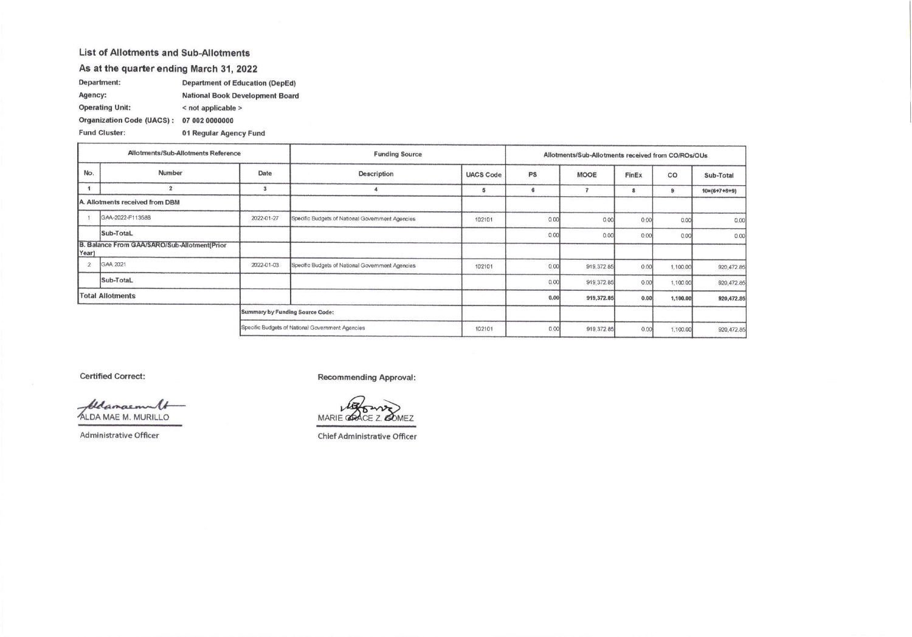## List of Allotments and Sub-Allotments

### As at the quarter ending March 31, 2022

**Department:** Department of Education (DepEd)

**Agency:** National Book Development Board

**Operating Unit:** < not applicable >

**Organization Code (UACS) :** 07 002 0000000

**Fund Cluster:** 01 Regular Agency Fund

| Allotments/Sub-Allotments Reference | | | Funding Source | | Allotments/Sub-Allotments received from CO/ROs/OUs | | | | |
|---|---|---|---|---|---|---|---|---|---|
| No. | Number | Date | Description | UACS Code | PS | MOOE | FinEx | CO | Sub-Total |
| 1 | 2 | 3 | 4 | 5 | 6 | 7 | 8 | 9 | 10=(6+7+8+9) |
| A. Allotments received from DBM | | | | | | | | | |
| 1 | GAA-2022-F11358B | 2022-01-27 | Specific Budgets of National Government Agencies | 102101 | 0.00 | 0.00 | 0.00 | 0.00 | 0.00 |
| | Sub-TotaL | | | | 0.00 | 0.00 | 0.00 | 0.00 | 0.00 |
| B. Balance From GAA/SARO/Sub-Allotment(Prior Year) | | | | | | | | | |
| 2 | GAA 2021 | 2022-01-03 | Specific Budgets of National Government Agencies | 102101 | 0.00 | 919,372.85 | 0.00 | 1,100.00 | 920,472.85 |
| | Sub-TotaL | | | | 0.00 | 919,372.85 | 0.00 | 1,100.00 | 920,472.85 |
| **Total Allotments** | | | | | **0.00** | **919,372.85** | **0.00** | **1,100.00** | **920,472.85** |
| | | **Summary by Funding Source Code:** | | | | | | | |
| | | Specific Budgets of National Government Agencies | | 102101 | 0.00 | 919,372.85 | 0.00 | 1,100.00 | 920,472.85 |

**Certified Correct:**

ALDA MAE M. MURILLO

Administrative Officer

**Recommending Approval:**

MARIE GRACE Z. GOMEZ

Chief Administrative Officer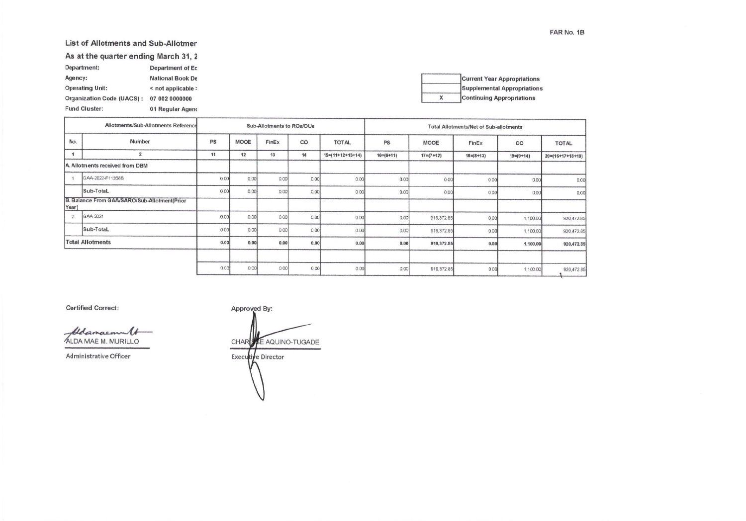FAR No. 1B

## List of Allotments and Sub-Allotmer

## As at the quarter ending March 31, 2

| | |
|---|---|
| Department: | Department of Ec |
| Agency: | National Book De |
| Operating Unit: | < not applicable > |
| Organization Code (UACS) : | 07 002 0000000 |
| Fund Cluster: | 01 Regular Agenc |

| | |
|---|---|
| | Current Year Appropriations |
| | Supplemental Appropriations |
| X | Continuing Appropriations |

| Allotments/Sub-Allotments Reference | | Sub-Allotments to ROs/OUs | | | | | Total Allotments/Net of Sub-allotments | | | | |
|---|---|---|---|---|---|---|---|---|---|---|---|
| No. | Number | PS | MOOE | FinEx | CO | TOTAL | PS | MOOE | FinEx | CO | TOTAL |
| 1 | 2 | 11 | 12 | 13 | 14 | 15=(11+12+13+14) | 16=(6+11) | 17=(7+12) | 18=(8+13) | 19=(9+14) | 20=(16+17+18+19) |
| A. Allotments received from DBM | | | | | | | | | | | |
| 1 | GAA-2022-F11358B | 0.00 | 0.00 | 0.00 | 0.00 | 0.00 | 0.00 | 0.00 | 0.00 | 0.00 | 0.00 |
| | Sub-TotaL | 0.00 | 0.00 | 0.00 | 0.00 | 0.00 | 0.00 | 0.00 | 0.00 | 0.00 | 0.00 |
| B. Balance From GAA/SARO/Sub-Allotment(Prior Year) | | | | | | | | | | | |
| 2 | GAA 2021 | 0.00 | 0.00 | 0.00 | 0.00 | 0.00 | 0.00 | 919,372.85 | 0.00 | 1,100.00 | 920,472.85 |
| | Sub-TotaL | 0.00 | 0.00 | 0.00 | 0.00 | 0.00 | 0.00 | 919,372.85 | 0.00 | 1,100.00 | 920,472.85 |
| **Total Allotments** | | **0.00** | **0.00** | **0.00** | **0.00** | **0.00** | **0.00** | **919,372.85** | **0.00** | **1,100.00** | **920,472.85** |
| | | | | | | | | | | | |
| | | 0.00 | 0.00 | 0.00 | 0.00 | 0.00 | 0.00 | 919,372.85 | 0.00 | 1,100.00 | 920,472.85 |

Certified Correct:

ALDA MAE M. MURILLO
Administrative Officer

Approved By:

CHARISSE AQUINO-TUGADE
Executive Director